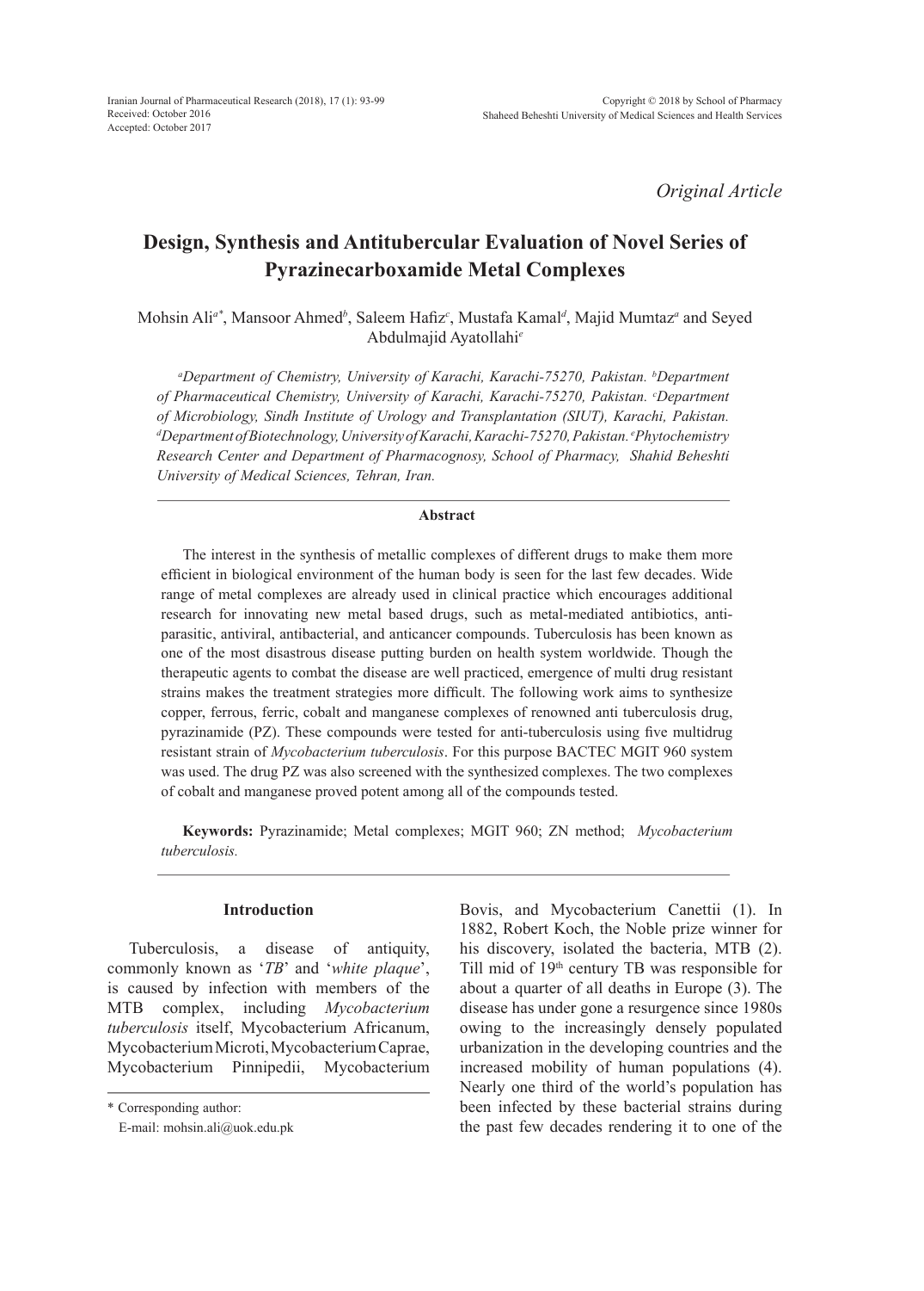Iranian Journal of Pharmaceutical Research (2018), 17 (1): 93-99
Received: October 2016
Accepted: October 2017

Copyright © 2018 by School of Pharmacy
Shaheed Beheshti University of Medical Sciences and Health Services

*Original Article*

# Design, Synthesis and Antitubercular Evaluation of Novel Series of Pyrazinecarboxamide Metal Complexes

Mohsin Ali[a*], Mansoor Ahmed[b], Saleem Hafiz[c], Mustafa Kamal[d], Majid Mumtaz[a] and Seyed Abdulmajid Ayatollahi[e]

*[a]Department of Chemistry, University of Karachi, Karachi-75270, Pakistan. [b]Department of Pharmaceutical Chemistry, University of Karachi, Karachi-75270, Pakistan. [c]Department of Microbiology, Sindh Institute of Urology and Transplantation (SIUT), Karachi, Pakistan. [d]Department of Biotechnology, University of Karachi, Karachi-75270, Pakistan. [e]Phytochemistry Research Center and Department of Pharmacognosy, School of Pharmacy, Shahid Beheshti University of Medical Sciences, Tehran, Iran.*

## Abstract

The interest in the synthesis of metallic complexes of different drugs to make them more efficient in biological environment of the human body is seen for the last few decades. Wide range of metal complexes are already used in clinical practice which encourages additional research for innovating new metal based drugs, such as metal-mediated antibiotics, anti-parasitic, antiviral, antibacterial, and anticancer compounds. Tuberculosis has been known as one of the most disastrous disease putting burden on health system worldwide. Though the therapeutic agents to combat the disease are well practiced, emergence of multi drug resistant strains makes the treatment strategies more difficult. The following work aims to synthesize copper, ferrous, ferric, cobalt and manganese complexes of renowned anti tuberculosis drug, pyrazinamide (PZ). These compounds were tested for anti-tuberculosis using five multidrug resistant strain of *Mycobacterium tuberculosis*. For this purpose BACTEC MGIT 960 system was used. The drug PZ was also screened with the synthesized complexes. The two complexes of cobalt and manganese proved potent among all of the compounds tested.

**Keywords:** Pyrazinamide; Metal complexes; MGIT 960; ZN method; *Mycobacterium tuberculosis.*

## Introduction

Tuberculosis, a disease of antiquity, commonly known as '*TB*' and '*white plaque*', is caused by infection with members of the MTB complex, including *Mycobacterium tuberculosis* itself, Mycobacterium Africanum, Mycobacterium Microti, Mycobacterium Caprae, Mycobacterium Pinnipedii, Mycobacterium Bovis, and Mycobacterium Canettii (1). In 1882, Robert Koch, the Noble prize winner for his discovery, isolated the bacteria, MTB (2). Till mid of 19th century TB was responsible for about a quarter of all deaths in Europe (3). The disease has under gone a resurgence since 1980s owing to the increasingly densely populated urbanization in the developing countries and the increased mobility of human populations (4). Nearly one third of the world's population has been infected by these bacterial strains during the past few decades rendering it to one of the

\* Corresponding author:
E-mail: mohsin.ali@uok.edu.pk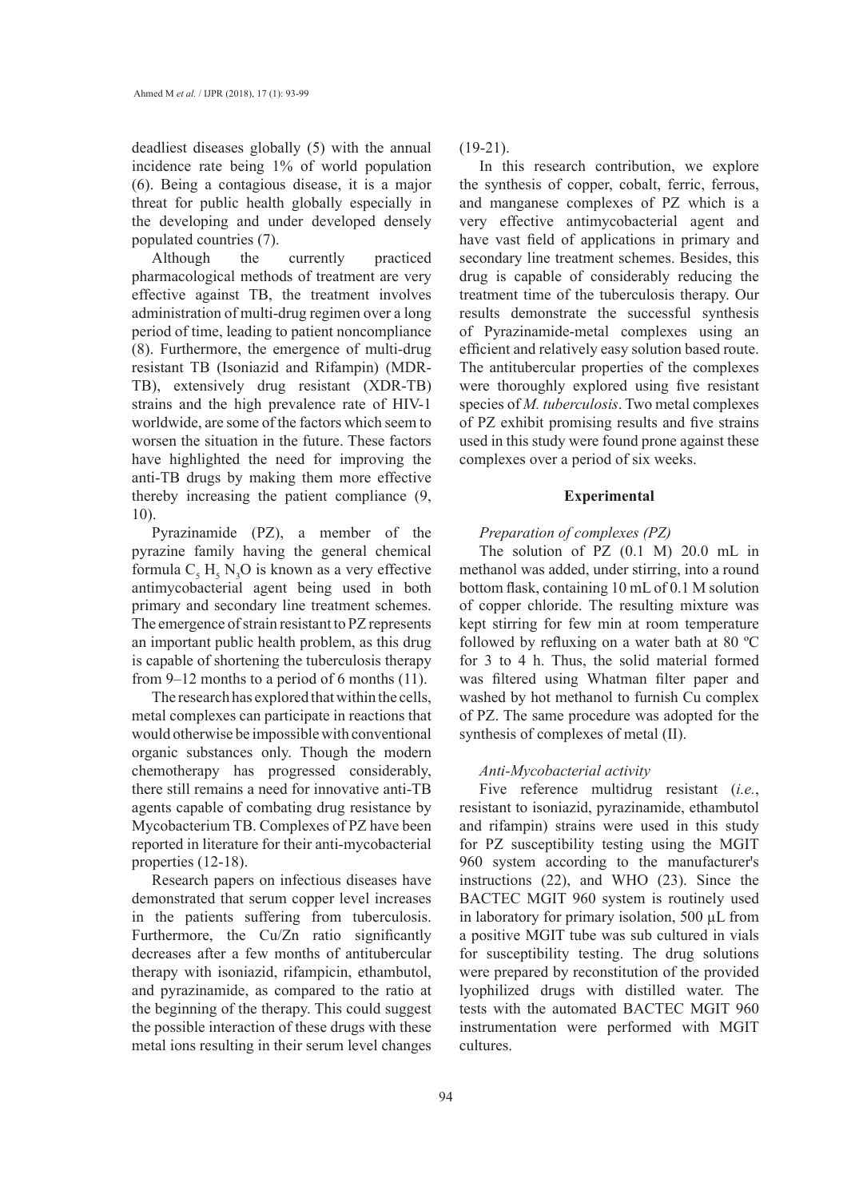deadliest diseases globally (5) with the annual incidence rate being 1% of world population (6). Being a contagious disease, it is a major threat for public health globally especially in the developing and under developed densely populated countries (7).

Although the currently practiced pharmacological methods of treatment are very effective against TB, the treatment involves administration of multi-drug regimen over a long period of time, leading to patient noncompliance (8). Furthermore, the emergence of multi-drug resistant TB (Isoniazid and Rifampin) (MDR-TB), extensively drug resistant (XDR-TB) strains and the high prevalence rate of HIV-1 worldwide, are some of the factors which seem to worsen the situation in the future. These factors have highlighted the need for improving the anti-TB drugs by making them more effective thereby increasing the patient compliance (9, 10).

Pyrazinamide (PZ), a member of the pyrazine family having the general chemical formula $C_5H_5N_3O$ is known as a very effective antimycobacterial agent being used in both primary and secondary line treatment schemes. The emergence of strain resistant to PZ represents an important public health problem, as this drug is capable of shortening the tuberculosis therapy from 9–12 months to a period of 6 months (11).

The research has explored that within the cells, metal complexes can participate in reactions that would otherwise be impossible with conventional organic substances only. Though the modern chemotherapy has progressed considerably, there still remains a need for innovative anti-TB agents capable of combating drug resistance by Mycobacterium TB. Complexes of PZ have been reported in literature for their anti-mycobacterial properties (12-18).

Research papers on infectious diseases have demonstrated that serum copper level increases in the patients suffering from tuberculosis. Furthermore, the Cu/Zn ratio significantly decreases after a few months of antitubercular therapy with isoniazid, rifampicin, ethambutol, and pyrazinamide, as compared to the ratio at the beginning of the therapy. This could suggest the possible interaction of these drugs with these metal ions resulting in their serum level changes (19-21).

In this research contribution, we explore the synthesis of copper, cobalt, ferric, ferrous, and manganese complexes of PZ which is a very effective antimycobacterial agent and have vast field of applications in primary and secondary line treatment schemes. Besides, this drug is capable of considerably reducing the treatment time of the tuberculosis therapy. Our results demonstrate the successful synthesis of Pyrazinamide-metal complexes using an efficient and relatively easy solution based route. The antitubercular properties of the complexes were thoroughly explored using five resistant species of *M. tuberculosis*. Two metal complexes of PZ exhibit promising results and five strains used in this study were found prone against these complexes over a period of six weeks.

## Experimental

### *Preparation of complexes (PZ)*

The solution of PZ (0.1 M) 20.0 mL in methanol was added, under stirring, into a round bottom flask, containing 10 mL of 0.1 M solution of copper chloride. The resulting mixture was kept stirring for few min at room temperature followed by refluxing on a water bath at 80 ºC for 3 to 4 h. Thus, the solid material formed was filtered using Whatman filter paper and washed by hot methanol to furnish Cu complex of PZ. The same procedure was adopted for the synthesis of complexes of metal (II).

### *Anti-Mycobacterial activity*

Five reference multidrug resistant (*i.e.*, resistant to isoniazid, pyrazinamide, ethambutol and rifampin) strains were used in this study for PZ susceptibility testing using the MGIT 960 system according to the manufacturer's instructions (22), and WHO (23). Since the BACTEC MGIT 960 system is routinely used in laboratory for primary isolation, 500 µL from a positive MGIT tube was sub cultured in vials for susceptibility testing. The drug solutions were prepared by reconstitution of the provided lyophilized drugs with distilled water. The tests with the automated BACTEC MGIT 960 instrumentation were performed with MGIT cultures.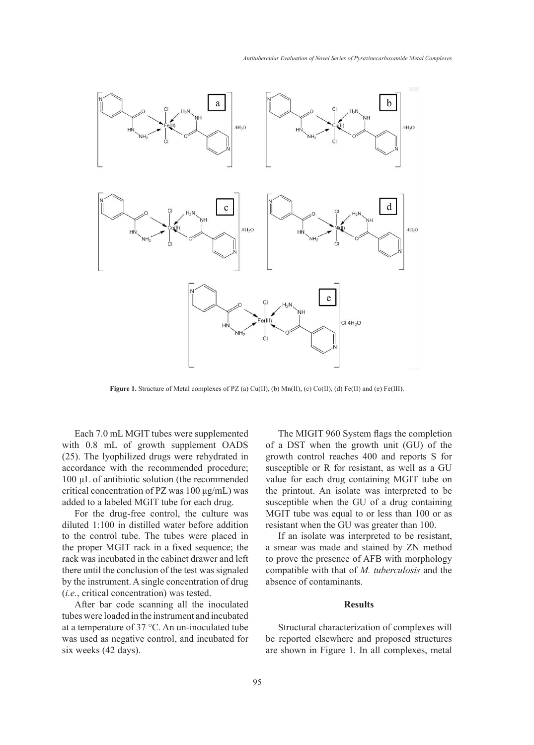Figure 1. Structure of Metal complexes of PZ (a) Cu(II), (b) Mn(II), (c) Co(II), (d) Fe(II) and (e) Fe(III).

Each 7.0 mL MGIT tubes were supplemented with 0.8 mL of growth supplement OADS (25). The lyophilized drugs were rehydrated in accordance with the recommended procedure; 100 µL of antibiotic solution (the recommended critical concentration of PZ was 100 µg/mL) was added to a labeled MGIT tube for each drug.

For the drug-free control, the culture was diluted 1:100 in distilled water before addition to the control tube. The tubes were placed in the proper MGIT rack in a fixed sequence; the rack was incubated in the cabinet drawer and left there until the conclusion of the test was signaled by the instrument. A single concentration of drug (*i.e.*, critical concentration) was tested.

After bar code scanning all the inoculated tubes were loaded in the instrument and incubated at a temperature of 37 °C. An un-inoculated tube was used as negative control, and incubated for six weeks (42 days).

The MIGIT 960 System flags the completion of a DST when the growth unit (GU) of the growth control reaches 400 and reports S for susceptible or R for resistant, as well as a GU value for each drug containing MGIT tube on the printout. An isolate was interpreted to be susceptible when the GU of a drug containing MGIT tube was equal to or less than 100 or as resistant when the GU was greater than 100.

If an isolate was interpreted to be resistant, a smear was made and stained by ZN method to prove the presence of AFB with morphology compatible with that of *M. tuberculosis* and the absence of contaminants.

## Results

Structural characterization of complexes will be reported elsewhere and proposed structures are shown in Figure 1. In all complexes, metal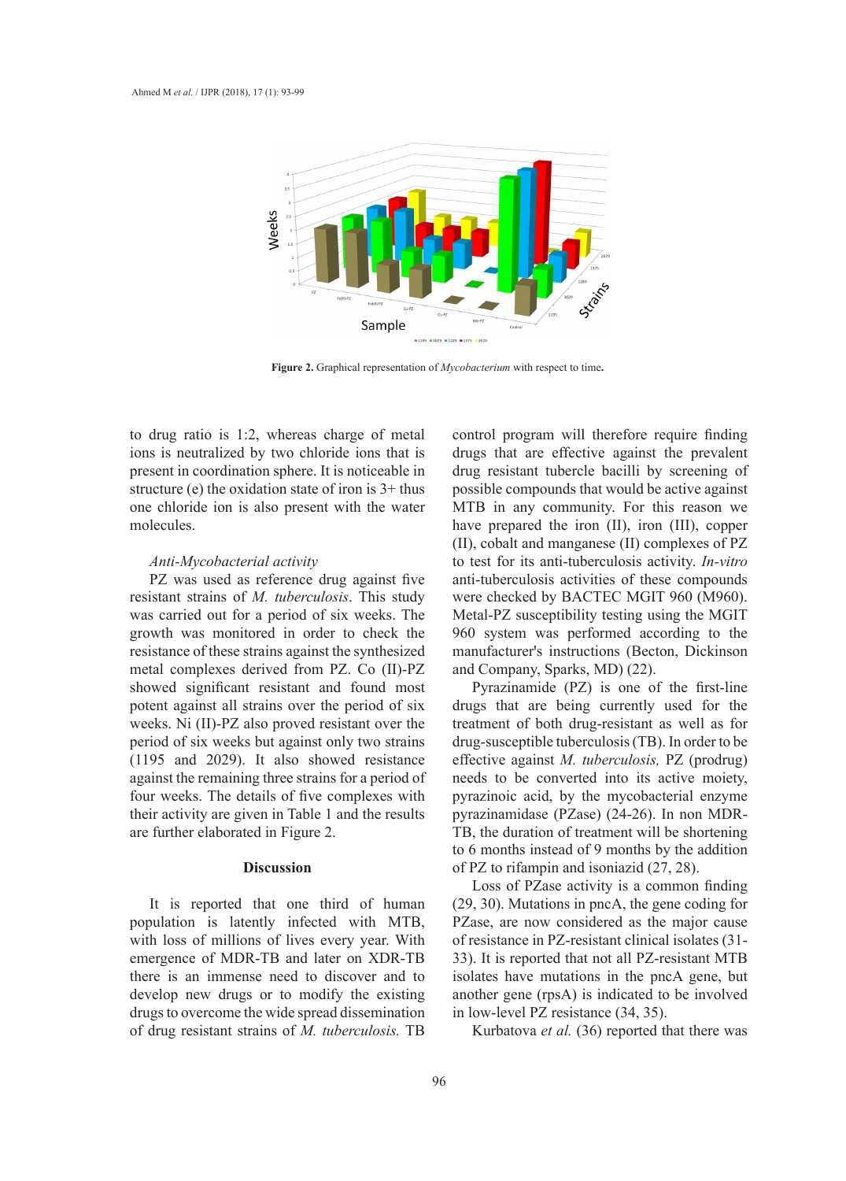Figure 2. Graphical representation of *Mycobacterium* with respect to time.

to drug ratio is 1:2, whereas charge of metal ions is neutralized by two chloride ions that is present in coordination sphere. It is noticeable in structure (e) the oxidation state of iron is 3+ thus one chloride ion is also present with the water molecules.

### *Anti-Mycobacterial activity*

PZ was used as reference drug against five resistant strains of *M. tuberculosis*. This study was carried out for a period of six weeks. The growth was monitored in order to check the resistance of these strains against the synthesized metal complexes derived from PZ. Co (II)-PZ showed significant resistant and found most potent against all strains over the period of six weeks. Ni (II)-PZ also proved resistant over the period of six weeks but against only two strains (1195 and 2029). It also showed resistance against the remaining three strains for a period of four weeks. The details of five complexes with their activity are given in Table 1 and the results are further elaborated in Figure 2.

## Discussion

It is reported that one third of human population is latently infected with MTB, with loss of millions of lives every year. With emergence of MDR-TB and later on XDR-TB there is an immense need to discover and to develop new drugs or to modify the existing drugs to overcome the wide spread dissemination of drug resistant strains of *M. tuberculosis.* TB control program will therefore require finding drugs that are effective against the prevalent drug resistant tubercle bacilli by screening of possible compounds that would be active against MTB in any community. For this reason we have prepared the iron (II), iron (III), copper (II), cobalt and manganese (II) complexes of PZ to test for its anti-tuberculosis activity. *In-vitro* anti-tuberculosis activities of these compounds were checked by BACTEC MGIT 960 (M960). Metal-PZ susceptibility testing using the MGIT 960 system was performed according to the manufacturer's instructions (Becton, Dickinson and Company, Sparks, MD) (22).

Pyrazinamide (PZ) is one of the first-line drugs that are being currently used for the treatment of both drug-resistant as well as for drug-susceptible tuberculosis (TB). In order to be effective against *M. tuberculosis,* PZ (prodrug) needs to be converted into its active moiety, pyrazinoic acid, by the mycobacterial enzyme pyrazinamidase (PZase) (24-26). In non MDR-TB, the duration of treatment will be shortening to 6 months instead of 9 months by the addition of PZ to rifampin and isoniazid (27, 28).

Loss of PZase activity is a common finding (29, 30). Mutations in pncA, the gene coding for PZase, are now considered as the major cause of resistance in PZ-resistant clinical isolates (31-33). It is reported that not all PZ-resistant MTB isolates have mutations in the pncA gene, but another gene (rpsA) is indicated to be involved in low-level PZ resistance (34, 35).

Kurbatova *et al.* (36) reported that there was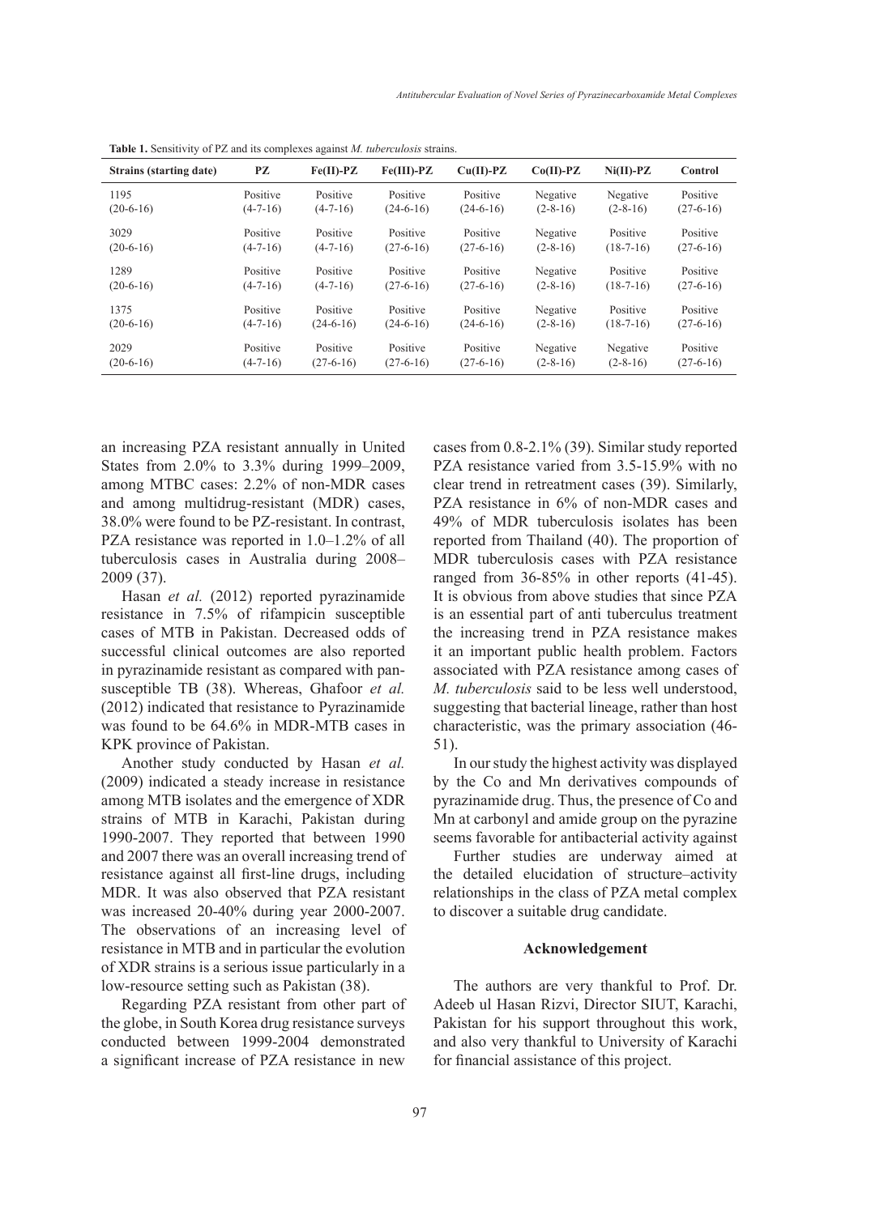**Table 1.** Sensitivity of PZ and its complexes against *M. tuberculosis* strains.

| Strains (starting date) | PZ | Fe(II)-PZ | Fe(III)-PZ | Cu(II)-PZ | Co(II)-PZ | Ni(II)-PZ | Control |
|---|---|---|---|---|---|---|---|
| 1195 (20-6-16) | Positive (4-7-16) | Positive (4-7-16) | Positive (24-6-16) | Positive (24-6-16) | Negative (2-8-16) | Negative (2-8-16) | Positive (27-6-16) |
| 3029 (20-6-16) | Positive (4-7-16) | Positive (4-7-16) | Positive (27-6-16) | Positive (27-6-16) | Negative (2-8-16) | Positive (18-7-16) | Positive (27-6-16) |
| 1289 (20-6-16) | Positive (4-7-16) | Positive (4-7-16) | Positive (27-6-16) | Positive (27-6-16) | Negative (2-8-16) | Positive (18-7-16) | Positive (27-6-16) |
| 1375 (20-6-16) | Positive (4-7-16) | Positive (24-6-16) | Positive (24-6-16) | Positive (24-6-16) | Negative (2-8-16) | Positive (18-7-16) | Positive (27-6-16) |
| 2029 (20-6-16) | Positive (4-7-16) | Positive (27-6-16) | Positive (27-6-16) | Positive (27-6-16) | Negative (2-8-16) | Negative (2-8-16) | Positive (27-6-16) |

an increasing PZA resistant annually in United States from 2.0% to 3.3% during 1999–2009, among MTBC cases: 2.2% of non-MDR cases and among multidrug-resistant (MDR) cases, 38.0% were found to be PZ-resistant. In contrast, PZA resistance was reported in 1.0–1.2% of all tuberculosis cases in Australia during 2008–2009 (37).

Hasan *et al.* (2012) reported pyrazinamide resistance in 7.5% of rifampicin susceptible cases of MTB in Pakistan. Decreased odds of successful clinical outcomes are also reported in pyrazinamide resistant as compared with pan-susceptible TB (38). Whereas, Ghafoor *et al.* (2012) indicated that resistance to Pyrazinamide was found to be 64.6% in MDR-MTB cases in KPK province of Pakistan.

Another study conducted by Hasan *et al.* (2009) indicated a steady increase in resistance among MTB isolates and the emergence of XDR strains of MTB in Karachi, Pakistan during 1990-2007. They reported that between 1990 and 2007 there was an overall increasing trend of resistance against all first-line drugs, including MDR. It was also observed that PZA resistant was increased 20-40% during year 2000-2007. The observations of an increasing level of resistance in MTB and in particular the evolution of XDR strains is a serious issue particularly in a low-resource setting such as Pakistan (38).

Regarding PZA resistant from other part of the globe, in South Korea drug resistance surveys conducted between 1999-2004 demonstrated a significant increase of PZA resistance in new cases from 0.8-2.1% (39). Similar study reported PZA resistance varied from 3.5-15.9% with no clear trend in retreatment cases (39). Similarly, PZA resistance in 6% of non-MDR cases and 49% of MDR tuberculosis isolates has been reported from Thailand (40). The proportion of MDR tuberculosis cases with PZA resistance ranged from 36-85% in other reports (41-45). It is obvious from above studies that since PZA is an essential part of anti tuberculus treatment the increasing trend in PZA resistance makes it an important public health problem. Factors associated with PZA resistance among cases of *M. tuberculosis* said to be less well understood, suggesting that bacterial lineage, rather than host characteristic, was the primary association (46-51).

In our study the highest activity was displayed by the Co and Mn derivatives compounds of pyrazinamide drug. Thus, the presence of Co and Mn at carbonyl and amide group on the pyrazine seems favorable for antibacterial activity against

Further studies are underway aimed at the detailed elucidation of structure–activity relationships in the class of PZA metal complex to discover a suitable drug candidate.

## Acknowledgement

The authors are very thankful to Prof. Dr. Adeeb ul Hasan Rizvi, Director SIUT, Karachi, Pakistan for his support throughout this work, and also very thankful to University of Karachi for financial assistance of this project.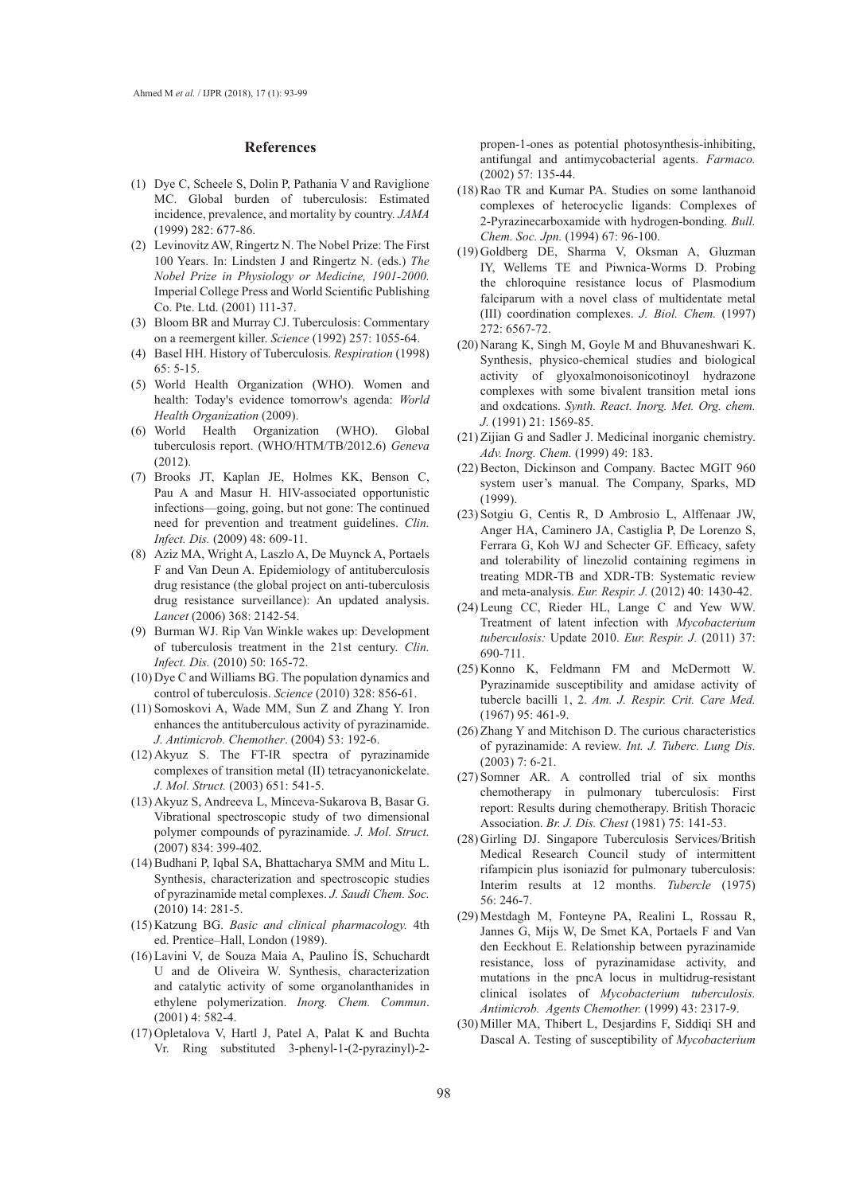## References

(1) Dye C, Scheele S, Dolin P, Pathania V and Raviglione MC. Global burden of tuberculosis: Estimated incidence, prevalence, and mortality by country. *JAMA* (1999) 282: 677-86.

(2) Levinovitz AW, Ringertz N. The Nobel Prize: The First 100 Years. In: Lindsten J and Ringertz N. (eds.) *The Nobel Prize in Physiology or Medicine, 1901-2000.* Imperial College Press and World Scientific Publishing Co. Pte. Ltd. (2001) 111-37.

(3) Bloom BR and Murray CJ. Tuberculosis: Commentary on a reemergent killer. *Science* (1992) 257: 1055-64.

(4) Basel HH. History of Tuberculosis. *Respiration* (1998) 65: 5-15.

(5) World Health Organization (WHO). Women and health: Today's evidence tomorrow's agenda: *World Health Organization* (2009).

(6) World Health Organization (WHO). Global tuberculosis report. (WHO/HTM/TB/2012.6) *Geneva* (2012).

(7) Brooks JT, Kaplan JE, Holmes KK, Benson C, Pau A and Masur H. HIV-associated opportunistic infections—going, going, but not gone: The continued need for prevention and treatment guidelines. *Clin. Infect. Dis.* (2009) 48: 609-11.

(8) Aziz MA, Wright A, Laszlo A, De Muynck A, Portaels F and Van Deun A. Epidemiology of antituberculosis drug resistance (the global project on anti-tuberculosis drug resistance surveillance): An updated analysis. *Lancet* (2006) 368: 2142-54.

(9) Burman WJ. Rip Van Winkle wakes up: Development of tuberculosis treatment in the 21st century. *Clin. Infect. Dis.* (2010) 50: 165-72.

(10) Dye C and Williams BG. The population dynamics and control of tuberculosis. *Science* (2010) 328: 856-61.

(11) Somoskovi A, Wade MM, Sun Z and Zhang Y. Iron enhances the antituberculous activity of pyrazinamide. *J. Antimicrob. Chemother*. (2004) 53: 192-6.

(12) Akyuz S. The FT-IR spectra of pyrazinamide complexes of transition metal (II) tetracyanonickelate. *J. Mol. Struct.* (2003) 651: 541-5.

(13) Akyuz S, Andreeva L, Minceva-Sukarova B, Basar G. Vibrational spectroscopic study of two dimensional polymer compounds of pyrazinamide. *J. Mol. Struct.* (2007) 834: 399-402.

(14) Budhani P, Iqbal SA, Bhattacharya SMM and Mitu L. Synthesis, characterization and spectroscopic studies of pyrazinamide metal complexes. *J. Saudi Chem. Soc.* (2010) 14: 281-5.

(15) Katzung BG. *Basic and clinical pharmacology.* 4th ed. Prentice–Hall, London (1989).

(16) Lavini V, de Souza Maia A, Paulino ÍS, Schuchardt U and de Oliveira W. Synthesis, characterization and catalytic activity of some organolanthanides in ethylene polymerization. *Inorg. Chem. Commun*. (2001) 4: 582-4.

(17) Opletalova V, Hartl J, Patel A, Palat K and Buchta Vr. Ring substituted 3-phenyl-1-(2-pyrazinyl)-2-propen-1-ones as potential photosynthesis-inhibiting, antifungal and antimycobacterial agents. *Farmaco.* (2002) 57: 135-44.

(18) Rao TR and Kumar PA. Studies on some lanthanoid complexes of heterocyclic ligands: Complexes of 2-Pyrazinecarboxamide with hydrogen-bonding. *Bull. Chem. Soc. Jpn.* (1994) 67: 96-100.

(19) Goldberg DE, Sharma V, Oksman A, Gluzman IY, Wellems TE and Piwnica-Worms D. Probing the chloroquine resistance locus of Plasmodium falciparum with a novel class of multidentate metal (III) coordination complexes. *J. Biol. Chem.* (1997) 272: 6567-72.

(20) Narang K, Singh M, Goyle M and Bhuvaneshwari K. Synthesis, physico-chemical studies and biological activity of glyoxalmonoisonicotinoyl hydrazone complexes with some bivalent transition metal ions and oxdcations. *Synth. React. Inorg. Met. Org. chem. J.* (1991) 21: 1569-85.

(21) Zijian G and Sadler J. Medicinal inorganic chemistry. *Adv. Inorg. Chem.* (1999) 49: 183.

(22) Becton, Dickinson and Company. Bactec MGIT 960 system user's manual. The Company, Sparks, MD (1999).

(23) Sotgiu G, Centis R, D Ambrosio L, Alffenaar JW, Anger HA, Caminero JA, Castiglia P, De Lorenzo S, Ferrara G, Koh WJ and Schecter GF. Efficacy, safety and tolerability of linezolid containing regimens in treating MDR-TB and XDR-TB: Systematic review and meta-analysis. *Eur. Respir. J.* (2012) 40: 1430-42.

(24) Leung CC, Rieder HL, Lange C and Yew WW. Treatment of latent infection with *Mycobacterium tuberculosis:* Update 2010. *Eur. Respir. J.* (2011) 37: 690-711.

(25) Konno K, Feldmann FM and McDermott W. Pyrazinamide susceptibility and amidase activity of tubercle bacilli 1, 2. *Am. J. Respir. Crit. Care Med.* (1967) 95: 461-9.

(26) Zhang Y and Mitchison D. The curious characteristics of pyrazinamide: A review. *Int. J. Tuberc. Lung Dis.* (2003) 7: 6-21.

(27) Somner AR. A controlled trial of six months chemotherapy in pulmonary tuberculosis: First report: Results during chemotherapy. British Thoracic Association. *Br. J. Dis. Chest* (1981) 75: 141-53.

(28) Girling DJ. Singapore Tuberculosis Services/British Medical Research Council study of intermittent rifampicin plus isoniazid for pulmonary tuberculosis: Interim results at 12 months. *Tubercle* (1975) 56: 246-7.

(29) Mestdagh M, Fonteyne PA, Realini L, Rossau R, Jannes G, Mijs W, De Smet KA, Portaels F and Van den Eeckhout E. Relationship between pyrazinamide resistance, loss of pyrazinamidase activity, and mutations in the pncA locus in multidrug-resistant clinical isolates of *Mycobacterium tuberculosis. Antimicrob. Agents Chemother.* (1999) 43: 2317-9.

(30) Miller MA, Thibert L, Desjardins F, Siddiqi SH and Dascal A. Testing of susceptibility of *Mycobacterium*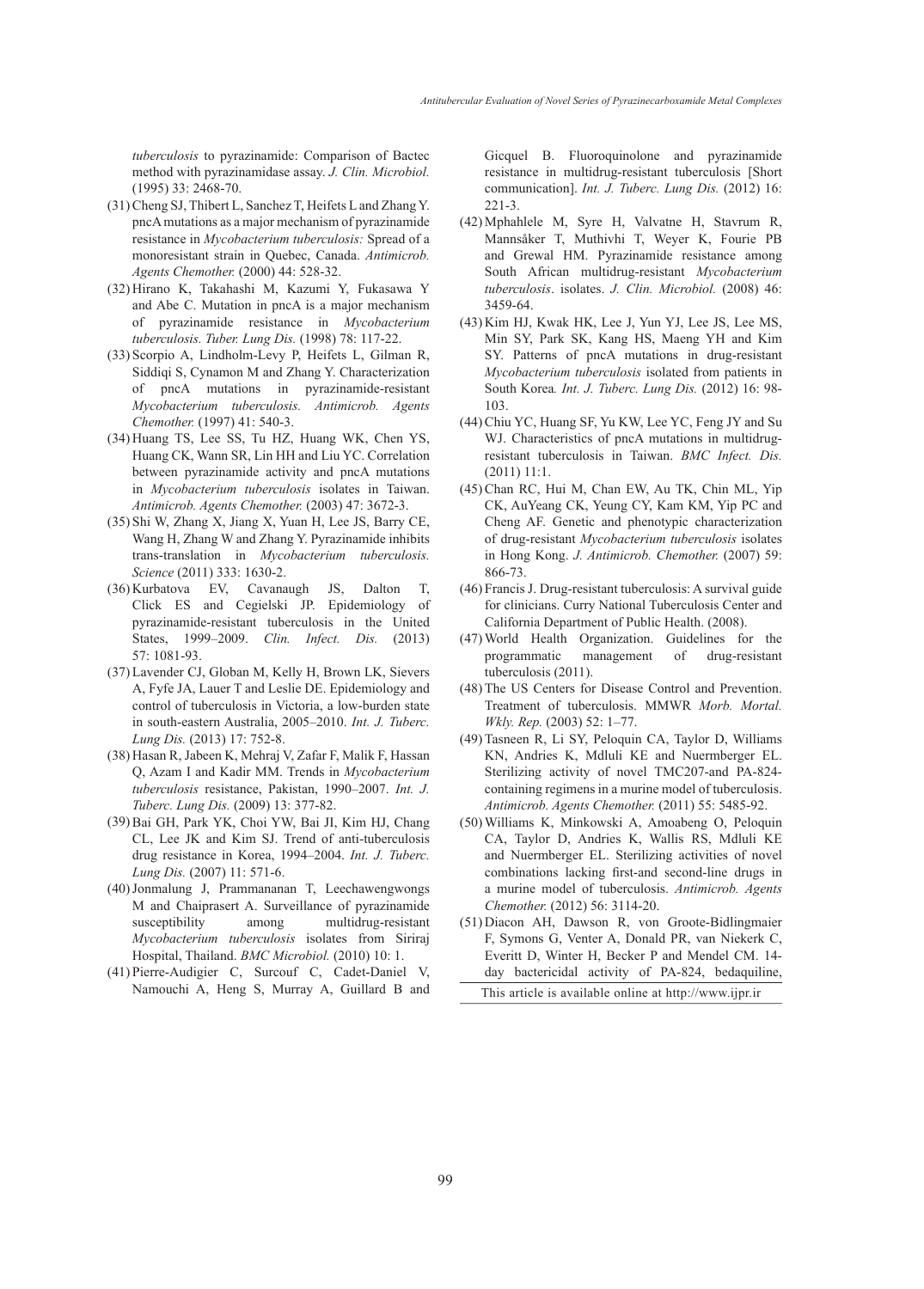*tuberculosis* to pyrazinamide: Comparison of Bactec method with pyrazinamidase assay. *J. Clin. Microbiol.* (1995) 33: 2468-70.

(31) Cheng SJ, Thibert L, Sanchez T, Heifets L and Zhang Y. pncA mutations as a major mechanism of pyrazinamide resistance in *Mycobacterium tuberculosis:* Spread of a monoresistant strain in Quebec, Canada. *Antimicrob. Agents Chemother.* (2000) 44: 528-32.

(32) Hirano K, Takahashi M, Kazumi Y, Fukasawa Y and Abe C. Mutation in pncA is a major mechanism of pyrazinamide resistance in *Mycobacterium tuberculosis. Tuber. Lung Dis.* (1998) 78: 117-22.

(33) Scorpio A, Lindholm-Levy P, Heifets L, Gilman R, Siddiqi S, Cynamon M and Zhang Y. Characterization of pncA mutations in pyrazinamide-resistant *Mycobacterium tuberculosis. Antimicrob. Agents Chemother.* (1997) 41: 540-3.

(34) Huang TS, Lee SS, Tu HZ, Huang WK, Chen YS, Huang CK, Wann SR, Lin HH and Liu YC. Correlation between pyrazinamide activity and pncA mutations in *Mycobacterium tuberculosis* isolates in Taiwan. *Antimicrob. Agents Chemother.* (2003) 47: 3672-3.

(35) Shi W, Zhang X, Jiang X, Yuan H, Lee JS, Barry CE, Wang H, Zhang W and Zhang Y. Pyrazinamide inhibits trans-translation in *Mycobacterium tuberculosis. Science* (2011) 333: 1630-2.

(36) Kurbatova EV, Cavanaugh JS, Dalton T, Click ES and Cegielski JP. Epidemiology of pyrazinamide-resistant tuberculosis in the United States, 1999–2009. *Clin. Infect. Dis.* (2013) 57: 1081-93.

(37) Lavender CJ, Globan M, Kelly H, Brown LK, Sievers A, Fyfe JA, Lauer T and Leslie DE. Epidemiology and control of tuberculosis in Victoria, a low-burden state in south-eastern Australia, 2005–2010. *Int. J. Tuberc. Lung Dis.* (2013) 17: 752-8.

(38) Hasan R, Jabeen K, Mehraj V, Zafar F, Malik F, Hassan Q, Azam I and Kadir MM. Trends in *Mycobacterium tuberculosis* resistance, Pakistan, 1990–2007. *Int. J. Tuberc. Lung Dis.* (2009) 13: 377-82.

(39) Bai GH, Park YK, Choi YW, Bai JI, Kim HJ, Chang CL, Lee JK and Kim SJ. Trend of anti-tuberculosis drug resistance in Korea, 1994–2004. *Int. J. Tuberc. Lung Dis.* (2007) 11: 571-6.

(40) Jonmalung J, Prammananan T, Leechawengwongs M and Chaiprasert A. Surveillance of pyrazinamide susceptibility among multidrug-resistant *Mycobacterium tuberculosis* isolates from Siriraj Hospital, Thailand. *BMC Microbiol.* (2010) 10: 1.

(41) Pierre-Audigier C, Surcouf C, Cadet-Daniel V, Namouchi A, Heng S, Murray A, Guillard B and Gicquel B. Fluoroquinolone and pyrazinamide resistance in multidrug-resistant tuberculosis [Short communication]. *Int. J. Tuberc. Lung Dis.* (2012) 16: 221-3.

(42) Mphahlele M, Syre H, Valvatne H, Stavrum R, Mannsåker T, Muthivhi T, Weyer K, Fourie PB and Grewal HM. Pyrazinamide resistance among South African multidrug-resistant *Mycobacterium tuberculosis*. isolates. *J. Clin. Microbiol.* (2008) 46: 3459-64.

(43) Kim HJ, Kwak HK, Lee J, Yun YJ, Lee JS, Lee MS, Min SY, Park SK, Kang HS, Maeng YH and Kim SY. Patterns of pncA mutations in drug-resistant *Mycobacterium tuberculosis* isolated from patients in South Korea*. Int. J. Tuberc. Lung Dis.* (2012) 16: 98-103.

(44) Chiu YC, Huang SF, Yu KW, Lee YC, Feng JY and Su WJ. Characteristics of pncA mutations in multidrug-resistant tuberculosis in Taiwan. *BMC Infect. Dis.* (2011) 11:1.

(45) Chan RC, Hui M, Chan EW, Au TK, Chin ML, Yip CK, AuYeang CK, Yeung CY, Kam KM, Yip PC and Cheng AF. Genetic and phenotypic characterization of drug-resistant *Mycobacterium tuberculosis* isolates in Hong Kong. *J. Antimicrob. Chemother.* (2007) 59: 866-73.

(46) Francis J. Drug-resistant tuberculosis: A survival guide for clinicians. Curry National Tuberculosis Center and California Department of Public Health. (2008).

(47) World Health Organization. Guidelines for the programmatic management of drug-resistant tuberculosis (2011).

(48) The US Centers for Disease Control and Prevention. Treatment of tuberculosis. MMWR *Morb. Mortal. Wkly. Rep.* (2003) 52: 1–77.

(49) Tasneen R, Li SY, Peloquin CA, Taylor D, Williams KN, Andries K, Mdluli KE and Nuermberger EL. Sterilizing activity of novel TMC207-and PA-824-containing regimens in a murine model of tuberculosis. *Antimicrob. Agents Chemother.* (2011) 55: 5485-92.

(50) Williams K, Minkowski A, Amoabeng O, Peloquin CA, Taylor D, Andries K, Wallis RS, Mdluli KE and Nuermberger EL. Sterilizing activities of novel combinations lacking first-and second-line drugs in a murine model of tuberculosis. *Antimicrob. Agents Chemother.* (2012) 56: 3114-20.

(51) Diacon AH, Dawson R, von Groote-Bidlingmaier F, Symons G, Venter A, Donald PR, van Niekerk C, Everitt D, Winter H, Becker P and Mendel CM. 14-day bactericidal activity of PA-824, bedaquiline,

This article is available online at http://www.ijpr.ir